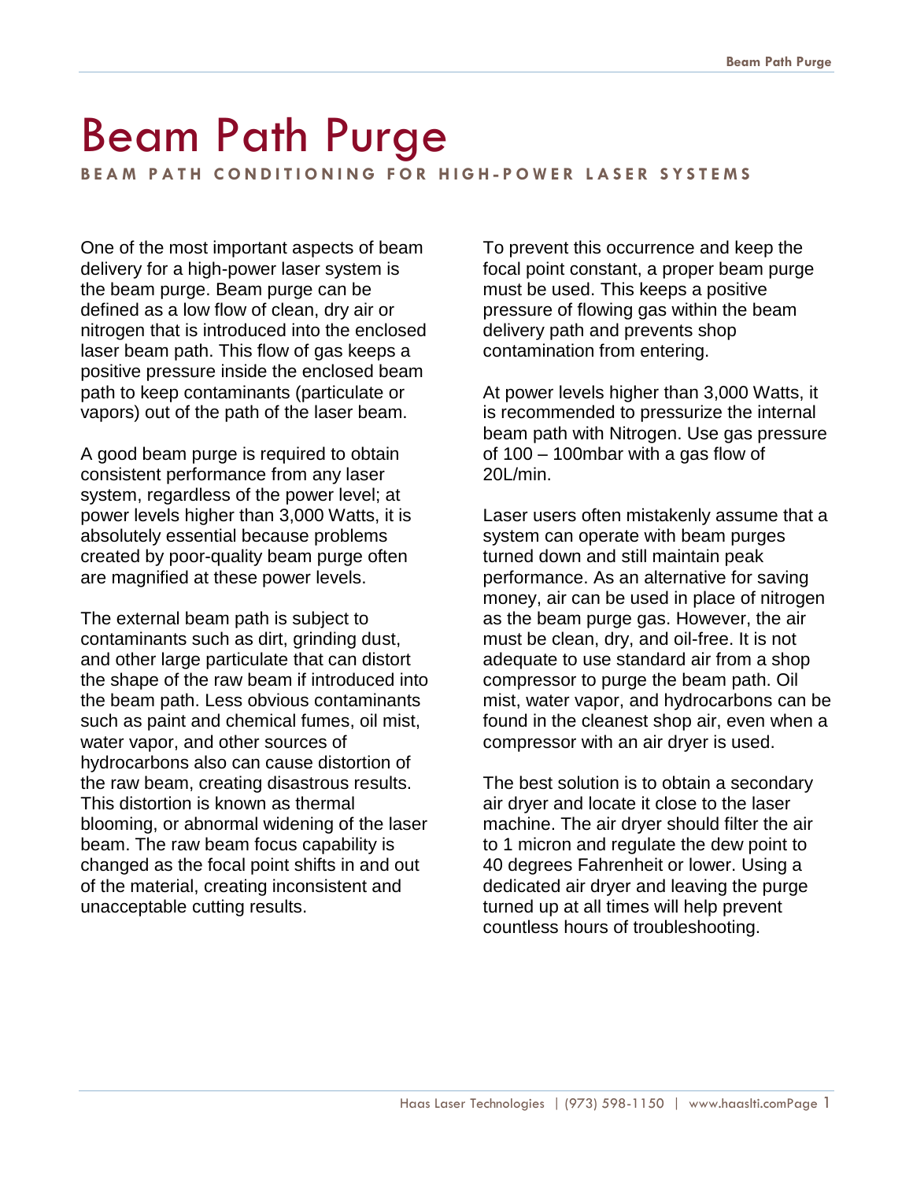# Beam Path Purge

**BEAM PATH CONDITIONING FOR HIGH-POWER LASER SYSTEMS**

One of the most important aspects of beam delivery for a high-power laser system is the beam purge. Beam purge can be defined as a low flow of clean, dry air or nitrogen that is introduced into the enclosed laser beam path. This flow of gas keeps a positive pressure inside the enclosed beam path to keep contaminants (particulate or vapors) out of the path of the laser beam.

A good beam purge is required to obtain consistent performance from any laser system, regardless of the power level; at power levels higher than 3,000 Watts, it is absolutely essential because problems created by poor-quality beam purge often are magnified at these power levels.

The external beam path is subject to contaminants such as dirt, grinding dust, and other large particulate that can distort the shape of the raw beam if introduced into the beam path. Less obvious contaminants such as paint and chemical fumes, oil mist, water vapor, and other sources of hydrocarbons also can cause distortion of the raw beam, creating disastrous results. This distortion is known as thermal blooming, or abnormal widening of the laser beam. The raw beam focus capability is changed as the focal point shifts in and out of the material, creating inconsistent and unacceptable cutting results.

To prevent this occurrence and keep the focal point constant, a proper beam purge must be used. This keeps a positive pressure of flowing gas within the beam delivery path and prevents shop contamination from entering.

At power levels higher than 3,000 Watts, it is recommended to pressurize the internal beam path with Nitrogen. Use gas pressure of 100 – 100mbar with a gas flow of 20L/min.

Laser users often mistakenly assume that a system can operate with beam purges turned down and still maintain peak performance. As an alternative for saving money, air can be used in place of nitrogen as the beam purge gas. However, the air must be clean, dry, and oil-free. It is not adequate to use standard air from a shop compressor to purge the beam path. Oil mist, water vapor, and hydrocarbons can be found in the cleanest shop air, even when a compressor with an air dryer is used.

The best solution is to obtain a secondary air dryer and locate it close to the laser machine. The air dryer should filter the air to 1 micron and regulate the dew point to 40 degrees Fahrenheit or lower. Using a dedicated air dryer and leaving the purge turned up at all times will help prevent countless hours of troubleshooting.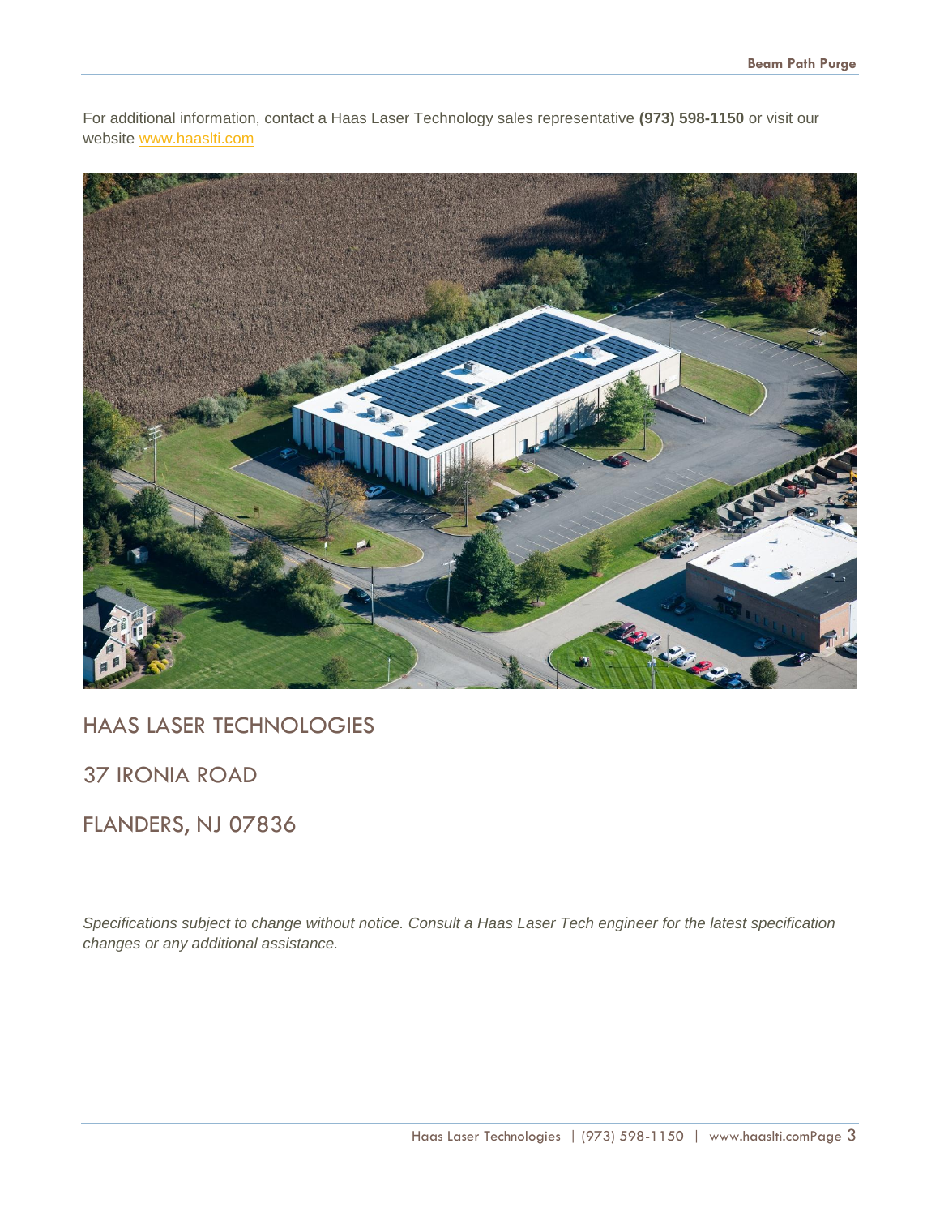For additional information, contact a Haas Laser Technology sales representative **(973) 598-1150** or visit our website [www.haaslti.com](http://www.haaslti.com)

## HAAS LASER TECHNOLOGIES

## 37 IRONIA ROAD

## FLANDERS, NJ 07836

*Specifications subject to change without notice. Consult a Haas Laser Tech engineer for the latest specification changes or any additional assistance.*